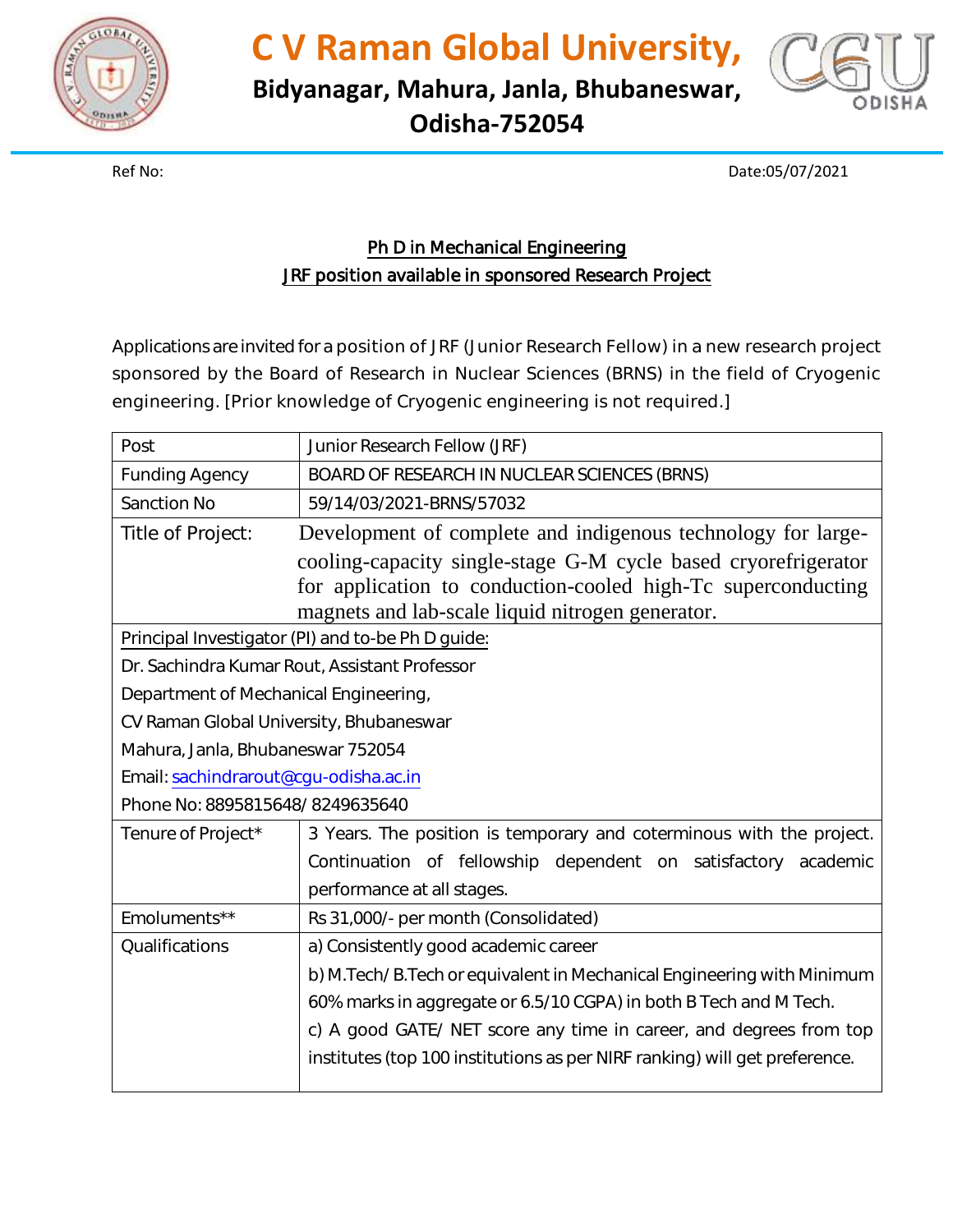# C V Raman Global University,

**Bidyanagar, Mahura, Janla, Bhubaneswar, Odisha-752054**

Ref No: Date:05/07/2021

## Ph D in Mechanical Engineering

## JRF position available in sponsored Research Project

Applications are invited for a position of JRF (Junior Research Fellow) in a new research project sponsored by the Board of Research in Nuclear Sciences (BRNS) in the field of Cryogenic engineering. [Prior knowledge of Cryogenic engineering is not required.]

| Post | Junior Research Fellow (JRF) |
|---|---|
| Funding Agency | BOARD OF RESEARCH IN NUCLEAR SCIENCES (BRNS) |
| Sanction No | 59/14/03/2021-BRNS/57032 |
| Title of Project: | Development of complete and indigenous technology for large-cooling-capacity single-stage G-M cycle based cryorefrigerator for application to conduction-cooled high-Tc superconducting magnets and lab-scale liquid nitrogen generator. |
| Principal Investigator (PI) and to-be Ph D guide:<br>Dr. Sachindra Kumar Rout, Assistant Professor<br>Department of Mechanical Engineering,<br>CV Raman Global University, Bhubaneswar<br>Mahura, Janla, Bhubaneswar 752054<br>Email: sachindrarout@cgu-odisha.ac.in<br>Phone No: 8895815648/ 8249635640 | |
| Tenure of Project* | 3 Years. The position is temporary and coterminous with the project. Continuation of fellowship dependent on satisfactory academic performance at all stages. |
| Emoluments** | Rs 31,000/- per month (Consolidated) |
| Qualifications | a) Consistently good academic career<br>b) M.Tech/ B.Tech or equivalent in Mechanical Engineering with Minimum 60% marks in aggregate or 6.5/10 CGPA) in both B Tech and M Tech.<br>c) A good GATE/ NET score any time in career, and degrees from top institutes (top 100 institutions as per NIRF ranking) will get preference. |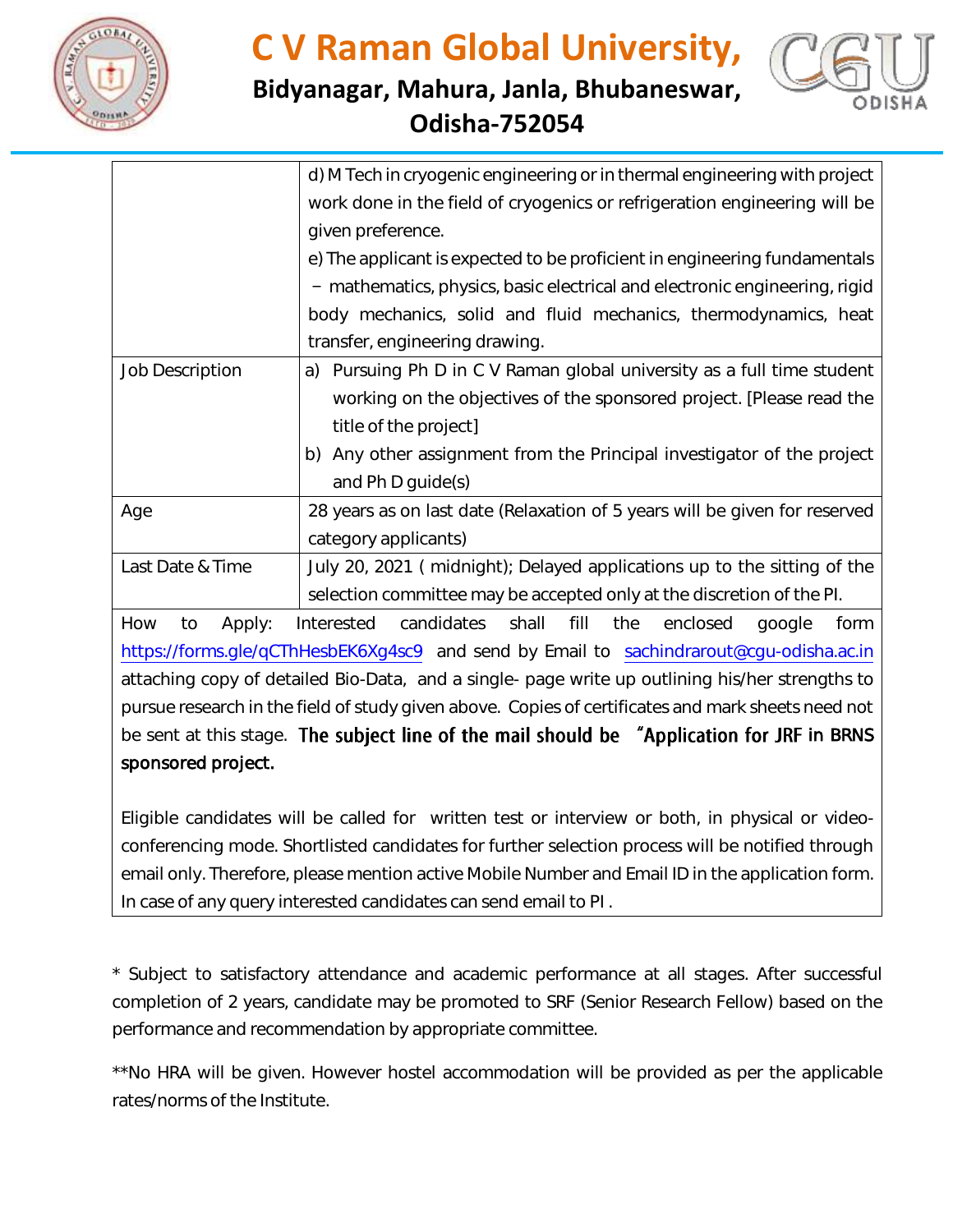# C V Raman Global University,

**Bidyanagar, Mahura, Janla, Bhubaneswar, Odisha-752054**

| | |
|---|---|
| | d) M Tech in cryogenic engineering or in thermal engineering with project work done in the field of cryogenics or refrigeration engineering will be given preference.<br>e) The applicant is expected to be proficient in engineering fundamentals – mathematics, physics, basic electrical and electronic engineering, rigid body mechanics, solid and fluid mechanics, thermodynamics, heat transfer, engineering drawing. |
| Job Description | a) Pursuing Ph D in C V Raman global university as a full time student working on the objectives of the sponsored project. [Please read the title of the project]<br>b) Any other assignment from the Principal investigator of the project and Ph D guide(s) |
| Age | 28 years as on last date (Relaxation of 5 years will be given for reserved category applicants) |
| Last Date & Time | July 20, 2021 ( midnight); Delayed applications up to the sitting of the selection committee may be accepted only at the discretion of the PI. |

How to Apply: Interested candidates shall fill the enclosed google form https://forms.gle/qCThHesbEK6Xg4sc9 and send by Email to sachindrarout@cgu-odisha.ac.in attaching copy of detailed Bio-Data, and a single- page write up outlining his/her strengths to pursue research in the field of study given above. Copies of certificates and mark sheets need not be sent at this stage. **The subject line of the mail should be "Application for JRF in BRNS sponsored project.**

Eligible candidates will be called for written test or interview or both, in physical or video-conferencing mode. Shortlisted candidates for further selection process will be notified through email only. Therefore, please mention active Mobile Number and Email ID in the application form. In case of any query interested candidates can send email to PI .

* Subject to satisfactory attendance and academic performance at all stages. After successful completion of 2 years, candidate may be promoted to SRF (Senior Research Fellow) based on the performance and recommendation by appropriate committee.

**No HRA will be given. However hostel accommodation will be provided as per the applicable rates/norms of the Institute.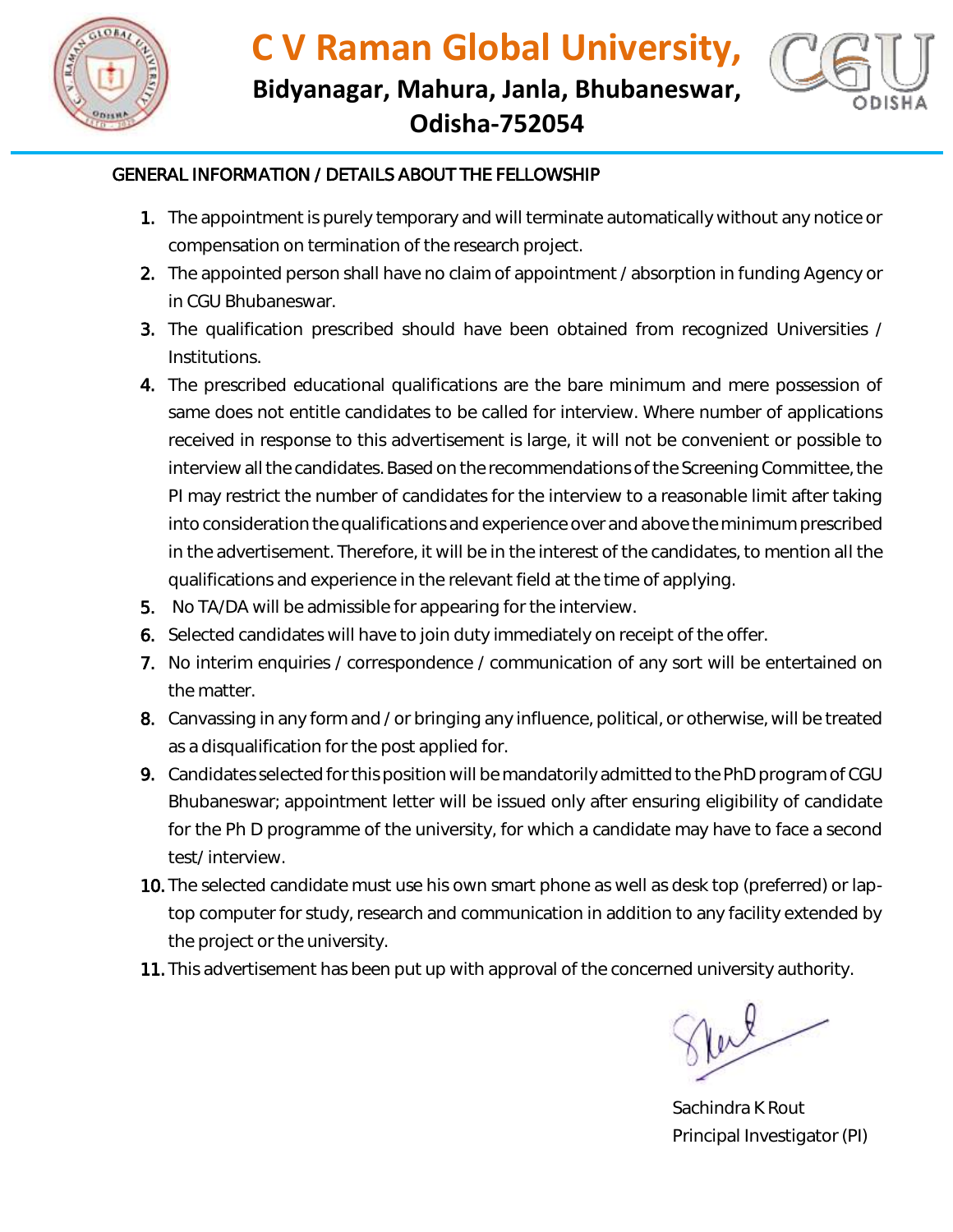# C V Raman Global University,

**Bidyanagar, Mahura, Janla, Bhubaneswar, Odisha-752054**

## GENERAL INFORMATION / DETAILS ABOUT THE FELLOWSHIP

1. The appointment is purely temporary and will terminate automatically without any notice or compensation on termination of the research project.
2. The appointed person shall have no claim of appointment / absorption in funding Agency or in CGU Bhubaneswar.
3. The qualification prescribed should have been obtained from recognized Universities / Institutions.
4. The prescribed educational qualifications are the bare minimum and mere possession of same does not entitle candidates to be called for interview. Where number of applications received in response to this advertisement is large, it will not be convenient or possible to interview all the candidates. Based on the recommendations of the Screening Committee, the PI may restrict the number of candidates for the interview to a reasonable limit after taking into consideration the qualifications and experience over and above the minimum prescribed in the advertisement. Therefore, it will be in the interest of the candidates, to mention all the qualifications and experience in the relevant field at the time of applying.
5. No TA/DA will be admissible for appearing for the interview.
6. Selected candidates will have to join duty immediately on receipt of the offer.
7. No interim enquiries / correspondence / communication of any sort will be entertained on the matter.
8. Canvassing in any form and / or bringing any influence, political, or otherwise, will be treated as a disqualification for the post applied for.
9. Candidates selected for this position will be mandatorily admitted to the PhD program of CGU Bhubaneswar; appointment letter will be issued only after ensuring eligibility of candidate for the Ph D programme of the university, for which a candidate may have to face a second test/ interview.
10. The selected candidate must use his own smart phone as well as desk top (preferred) or lap-top computer for study, research and communication in addition to any facility extended by the project or the university.
11. This advertisement has been put up with approval of the concerned university authority.

Sachindra K Rout
Principal Investigator (PI)